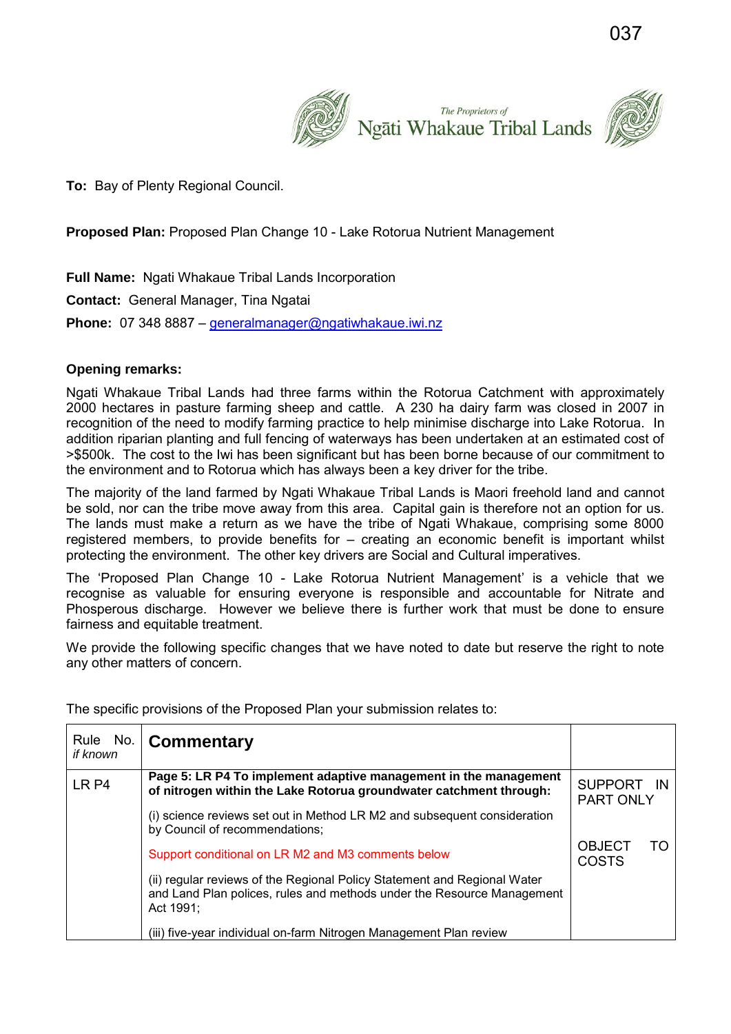The Proprietors of
Ngāti Whakaue Tribal Lands

**To:** Bay of Plenty Regional Council.

**Proposed Plan:** Proposed Plan Change 10 - Lake Rotorua Nutrient Management

**Full Name:** Ngati Whakaue Tribal Lands Incorporation

**Contact:** General Manager, Tina Ngatai

**Phone:** 07 348 8887 – generalmanager@ngatiwhakaue.iwi.nz

**Opening remarks:**

Ngati Whakaue Tribal Lands had three farms within the Rotorua Catchment with approximately 2000 hectares in pasture farming sheep and cattle. A 230 ha dairy farm was closed in 2007 in recognition of the need to modify farming practice to help minimise discharge into Lake Rotorua. In addition riparian planting and full fencing of waterways has been undertaken at an estimated cost of >$500k. The cost to the Iwi has been significant but has been borne because of our commitment to the environment and to Rotorua which has always been a key driver for the tribe.

The majority of the land farmed by Ngati Whakaue Tribal Lands is Maori freehold land and cannot be sold, nor can the tribe move away from this area. Capital gain is therefore not an option for us. The lands must make a return as we have the tribe of Ngati Whakaue, comprising some 8000 registered members, to provide benefits for – creating an economic benefit is important whilst protecting the environment. The other key drivers are Social and Cultural imperatives.

The 'Proposed Plan Change 10 - Lake Rotorua Nutrient Management' is a vehicle that we recognise as valuable for ensuring everyone is responsible and accountable for Nitrate and Phosperous discharge. However we believe there is further work that must be done to ensure fairness and equitable treatment.

We provide the following specific changes that we have noted to date but reserve the right to note any other matters of concern.

The specific provisions of the Proposed Plan your submission relates to:

| Rule No. *if known* | **Commentary** | |
|---|---|---|
| LR P4 | **Page 5: LR P4 To implement adaptive management in the management of nitrogen within the Lake Rotorua groundwater catchment through:**<br><br>(i) science reviews set out in Method LR M2 and subsequent consideration by Council of recommendations;<br><br>Support conditional on LR M2 and M3 comments below<br><br>(ii) regular reviews of the Regional Policy Statement and Regional Water and Land Plan polices, rules and methods under the Resource Management Act 1991;<br><br>(iii) five-year individual on-farm Nitrogen Management Plan review | SUPPORT IN PART ONLY<br><br>OBJECT TO COSTS |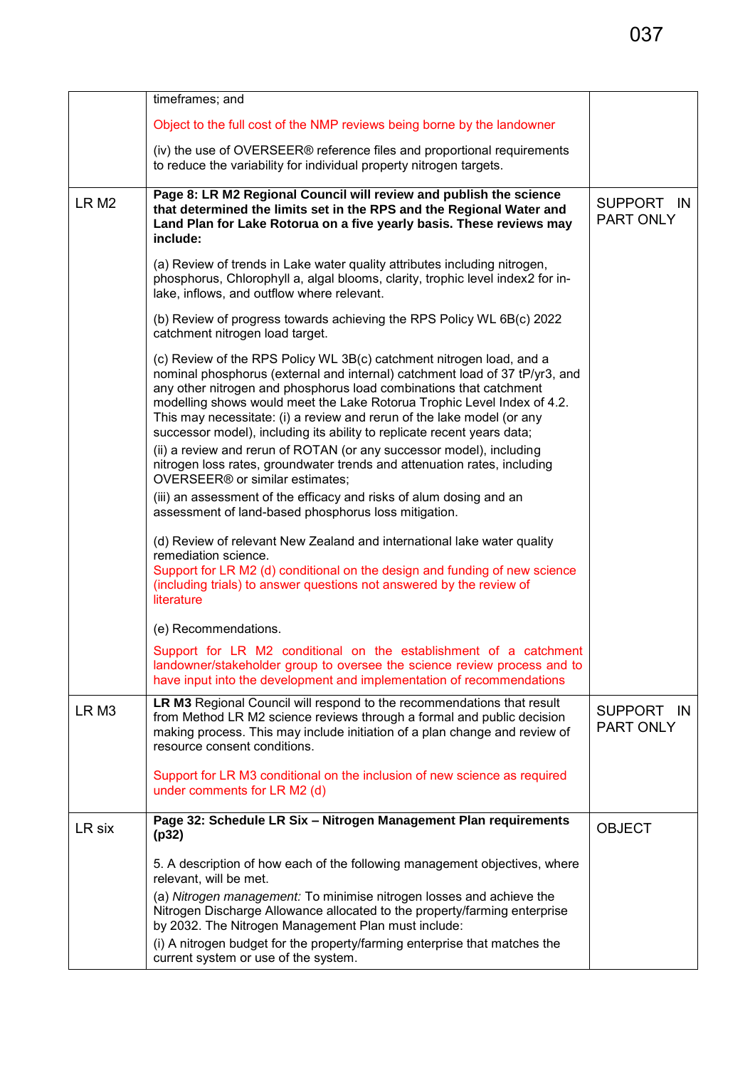|  |  |  |
|---|---|---|
|  | timeframes; and<br><br>Object to the full cost of the NMP reviews being borne by the landowner<br><br>(iv) the use of OVERSEER® reference files and proportional requirements to reduce the variability for individual property nitrogen targets. |  |
| LR M2 | **Page 8: LR M2 Regional Council will review and publish the science that determined the limits set in the RPS and the Regional Water and Land Plan for Lake Rotorua on a five yearly basis. These reviews may include:**<br><br>(a) Review of trends in Lake water quality attributes including nitrogen, phosphorus, Chlorophyll a, algal blooms, clarity, trophic level index2 for in-lake, inflows, and outflow where relevant.<br><br>(b) Review of progress towards achieving the RPS Policy WL 6B(c) 2022 catchment nitrogen load target.<br><br>(c) Review of the RPS Policy WL 3B(c) catchment nitrogen load, and a nominal phosphorus (external and internal) catchment load of 37 tP/yr3, and any other nitrogen and phosphorus load combinations that catchment modelling shows would meet the Lake Rotorua Trophic Level Index of 4.2. This may necessitate: (i) a review and rerun of the lake model (or any successor model), including its ability to replicate recent years data;<br>(ii) a review and rerun of ROTAN (or any successor model), including nitrogen loss rates, groundwater trends and attenuation rates, including OVERSEER® or similar estimates;<br>(iii) an assessment of the efficacy and risks of alum dosing and an assessment of land-based phosphorus loss mitigation.<br><br>(d) Review of relevant New Zealand and international lake water quality remediation science.<br>Support for LR M2 (d) conditional on the design and funding of new science (including trials) to answer questions not answered by the review of literature<br><br>(e) Recommendations.<br><br>Support for LR M2 conditional on the establishment of a catchment landowner/stakeholder group to oversee the science review process and to have input into the development and implementation of recommendations | SUPPORT IN PART ONLY |
| LR M3 | **LR M3** Regional Council will respond to the recommendations that result from Method LR M2 science reviews through a formal and public decision making process. This may include initiation of a plan change and review of resource consent conditions.<br><br>Support for LR M3 conditional on the inclusion of new science as required under comments for LR M2 (d) | SUPPORT IN PART ONLY |
| LR six | **Page 32: Schedule LR Six – Nitrogen Management Plan requirements (p32)**<br><br>5. A description of how each of the following management objectives, where relevant, will be met.<br>(a) *Nitrogen management:* To minimise nitrogen losses and achieve the Nitrogen Discharge Allowance allocated to the property/farming enterprise by 2032. The Nitrogen Management Plan must include:<br>(i) A nitrogen budget for the property/farming enterprise that matches the current system or use of the system. | OBJECT |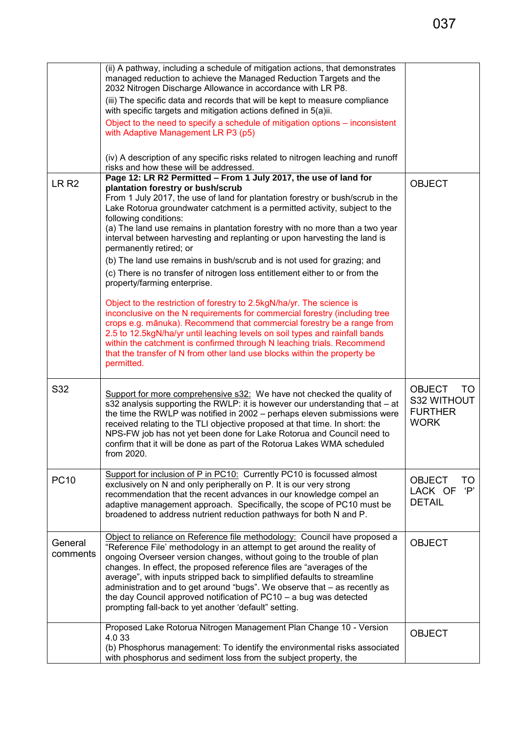| | | |
|---|---|---|
| | (ii) A pathway, including a schedule of mitigation actions, that demonstrates managed reduction to achieve the Managed Reduction Targets and the 2032 Nitrogen Discharge Allowance in accordance with LR P8.<br><br>(iii) The specific data and records that will be kept to measure compliance with specific targets and mitigation actions defined in 5(a)ii.<br><br>Object to the need to specify a schedule of mitigation options – inconsistent with Adaptive Management LR P3 (p5)<br><br>(iv) A description of any specific risks related to nitrogen leaching and runoff risks and how these will be addressed. | |
| LR R2 | **Page 12: LR R2 Permitted – From 1 July 2017, the use of land for plantation forestry or bush/scrub**<br>From 1 July 2017, the use of land for plantation forestry or bush/scrub in the Lake Rotorua groundwater catchment is a permitted activity, subject to the following conditions:<br>(a) The land use remains in plantation forestry with no more than a two year interval between harvesting and replanting or upon harvesting the land is permanently retired; or<br>(b) The land use remains in bush/scrub and is not used for grazing; and<br>(c) There is no transfer of nitrogen loss entitlement either to or from the property/farming enterprise.<br><br>Object to the restriction of forestry to 2.5kgN/ha/yr. The science is inconclusive on the N requirements for commercial forestry (including tree crops e.g. mānuka). Recommend that commercial forestry be a range from 2.5 to 12.5kgN/ha/yr until leaching levels on soil types and rainfall bands within the catchment is confirmed through N leaching trials. Recommend that the transfer of N from other land use blocks within the property be permitted. | OBJECT |
| S32 | Support for more comprehensive s32: We have not checked the quality of s32 analysis supporting the RWLP: it is however our understanding that – at the time the RWLP was notified in 2002 – perhaps eleven submissions were received relating to the TLI objective proposed at that time. In short: the NPS-FW job has not yet been done for Lake Rotorua and Council need to confirm that it will be done as part of the Rotorua Lakes WMA scheduled from 2020. | OBJECT TO S32 WITHOUT FURTHER WORK |
| PC10 | Support for inclusion of P in PC10: Currently PC10 is focussed almost exclusively on N and only peripherally on P. It is our very strong recommendation that the recent advances in our knowledge compel an adaptive management approach. Specifically, the scope of PC10 must be broadened to address nutrient reduction pathways for both N and P. | OBJECT TO LACK OF 'P' DETAIL |
| General comments | Object to reliance on Reference file methodology: Council have proposed a "Reference File' methodology in an attempt to get around the reality of ongoing Overseer version changes, without going to the trouble of plan changes. In effect, the proposed reference files are "averages of the average", with inputs stripped back to simplified defaults to streamline administration and to get around "bugs". We observe that – as recently as the day Council approved notification of PC10 – a bug was detected prompting fall-back to yet another 'default" setting. | OBJECT |
| | Proposed Lake Rotorua Nitrogen Management Plan Change 10 - Version 4.0 33<br>(b) Phosphorus management: To identify the environmental risks associated with phosphorus and sediment loss from the subject property, the | OBJECT |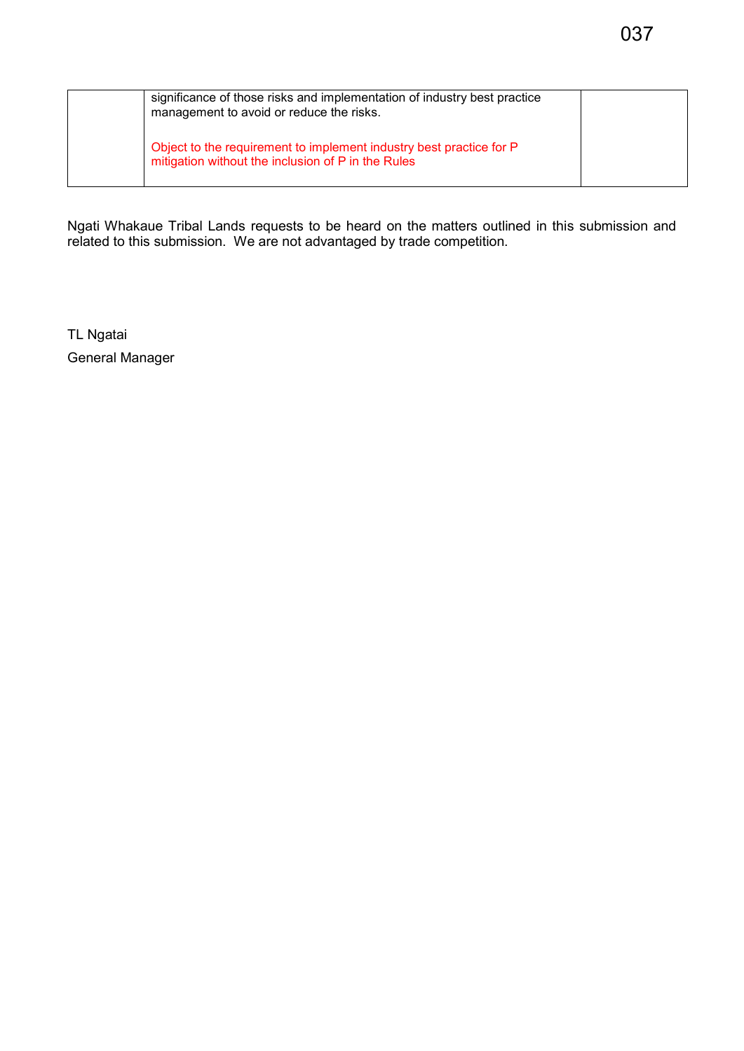| | | |
|---|---|---|
| | significance of those risks and implementation of industry best practice management to avoid or reduce the risks.<br><br>Object to the requirement to implement industry best practice for P mitigation without the inclusion of P in the Rules | |

Ngati Whakaue Tribal Lands requests to be heard on the matters outlined in this submission and related to this submission. We are not advantaged by trade competition.

TL Ngatai

General Manager